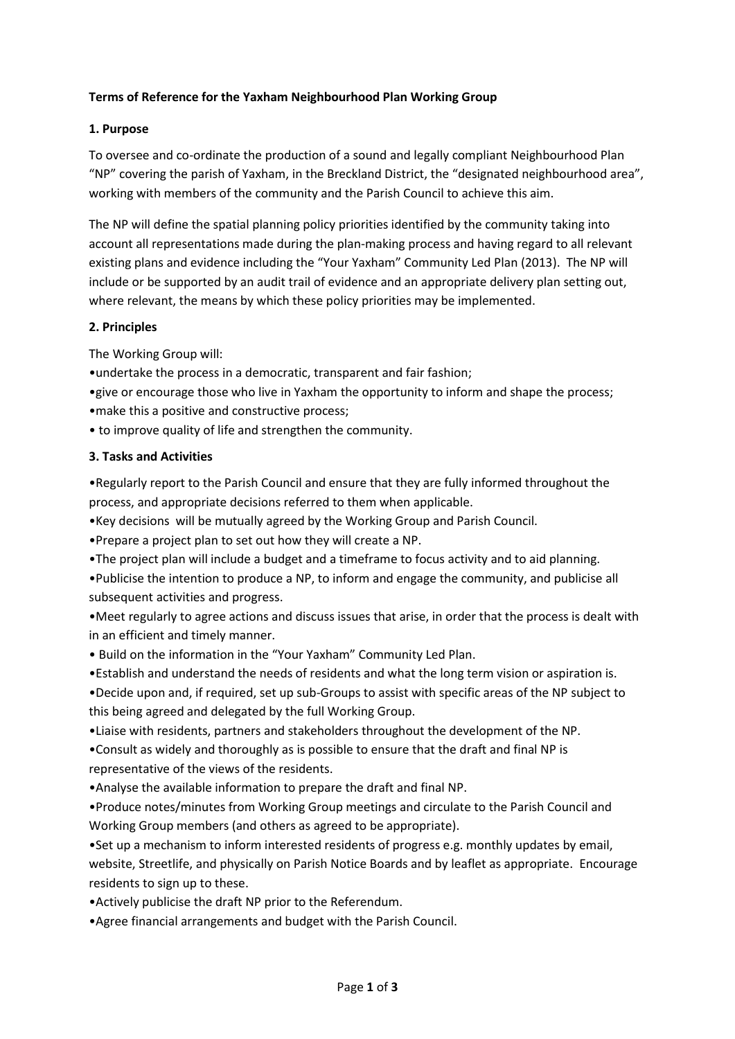**Terms of Reference for the Yaxham Neighbourhood Plan Working Group**

**1. Purpose**

To oversee and co-ordinate the production of a sound and legally compliant Neighbourhood Plan "NP" covering the parish of Yaxham, in the Breckland District, the "designated neighbourhood area", working with members of the community and the Parish Council to achieve this aim.

The NP will define the spatial planning policy priorities identified by the community taking into account all representations made during the plan-making process and having regard to all relevant existing plans and evidence including the "Your Yaxham" Community Led Plan (2013). The NP will include or be supported by an audit trail of evidence and an appropriate delivery plan setting out, where relevant, the means by which these policy priorities may be implemented.

**2. Principles**

The Working Group will:

- undertake the process in a democratic, transparent and fair fashion;
- give or encourage those who live in Yaxham the opportunity to inform and shape the process;
- make this a positive and constructive process;
- to improve quality of life and strengthen the community.

**3. Tasks and Activities**

- Regularly report to the Parish Council and ensure that they are fully informed throughout the process, and appropriate decisions referred to them when applicable.
- Key decisions will be mutually agreed by the Working Group and Parish Council.
- Prepare a project plan to set out how they will create a NP.
- The project plan will include a budget and a timeframe to focus activity and to aid planning.
- Publicise the intention to produce a NP, to inform and engage the community, and publicise all subsequent activities and progress.
- Meet regularly to agree actions and discuss issues that arise, in order that the process is dealt with in an efficient and timely manner.
- Build on the information in the "Your Yaxham" Community Led Plan.
- Establish and understand the needs of residents and what the long term vision or aspiration is.
- Decide upon and, if required, set up sub-Groups to assist with specific areas of the NP subject to this being agreed and delegated by the full Working Group.
- Liaise with residents, partners and stakeholders throughout the development of the NP.
- Consult as widely and thoroughly as is possible to ensure that the draft and final NP is representative of the views of the residents.
- Analyse the available information to prepare the draft and final NP.
- Produce notes/minutes from Working Group meetings and circulate to the Parish Council and Working Group members (and others as agreed to be appropriate).
- Set up a mechanism to inform interested residents of progress e.g. monthly updates by email, website, Streetlife, and physically on Parish Notice Boards and by leaflet as appropriate. Encourage residents to sign up to these.
- Actively publicise the draft NP prior to the Referendum.
- Agree financial arrangements and budget with the Parish Council.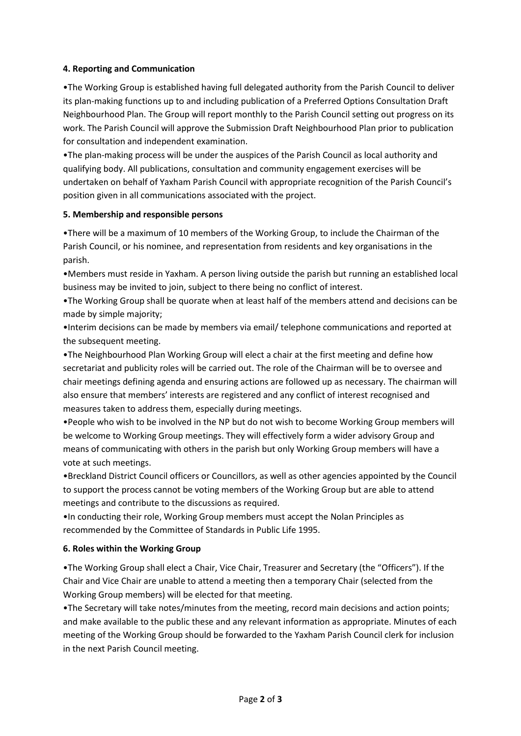**4. Reporting and Communication**

•The Working Group is established having full delegated authority from the Parish Council to deliver its plan-making functions up to and including publication of a Preferred Options Consultation Draft Neighbourhood Plan. The Group will report monthly to the Parish Council setting out progress on its work. The Parish Council will approve the Submission Draft Neighbourhood Plan prior to publication for consultation and independent examination.

•The plan-making process will be under the auspices of the Parish Council as local authority and qualifying body. All publications, consultation and community engagement exercises will be undertaken on behalf of Yaxham Parish Council with appropriate recognition of the Parish Council's position given in all communications associated with the project.

**5. Membership and responsible persons**

•There will be a maximum of 10 members of the Working Group, to include the Chairman of the Parish Council, or his nominee, and representation from residents and key organisations in the parish.

•Members must reside in Yaxham. A person living outside the parish but running an established local business may be invited to join, subject to there being no conflict of interest.

•The Working Group shall be quorate when at least half of the members attend and decisions can be made by simple majority;

•Interim decisions can be made by members via email/ telephone communications and reported at the subsequent meeting.

•The Neighbourhood Plan Working Group will elect a chair at the first meeting and define how secretariat and publicity roles will be carried out. The role of the Chairman will be to oversee and chair meetings defining agenda and ensuring actions are followed up as necessary. The chairman will also ensure that members' interests are registered and any conflict of interest recognised and measures taken to address them, especially during meetings.

•People who wish to be involved in the NP but do not wish to become Working Group members will be welcome to Working Group meetings. They will effectively form a wider advisory Group and means of communicating with others in the parish but only Working Group members will have a vote at such meetings.

•Breckland District Council officers or Councillors, as well as other agencies appointed by the Council to support the process cannot be voting members of the Working Group but are able to attend meetings and contribute to the discussions as required.

•In conducting their role, Working Group members must accept the Nolan Principles as recommended by the Committee of Standards in Public Life 1995.

**6. Roles within the Working Group**

•The Working Group shall elect a Chair, Vice Chair, Treasurer and Secretary (the "Officers"). If the Chair and Vice Chair are unable to attend a meeting then a temporary Chair (selected from the Working Group members) will be elected for that meeting.

•The Secretary will take notes/minutes from the meeting, record main decisions and action points; and make available to the public these and any relevant information as appropriate. Minutes of each meeting of the Working Group should be forwarded to the Yaxham Parish Council clerk for inclusion in the next Parish Council meeting.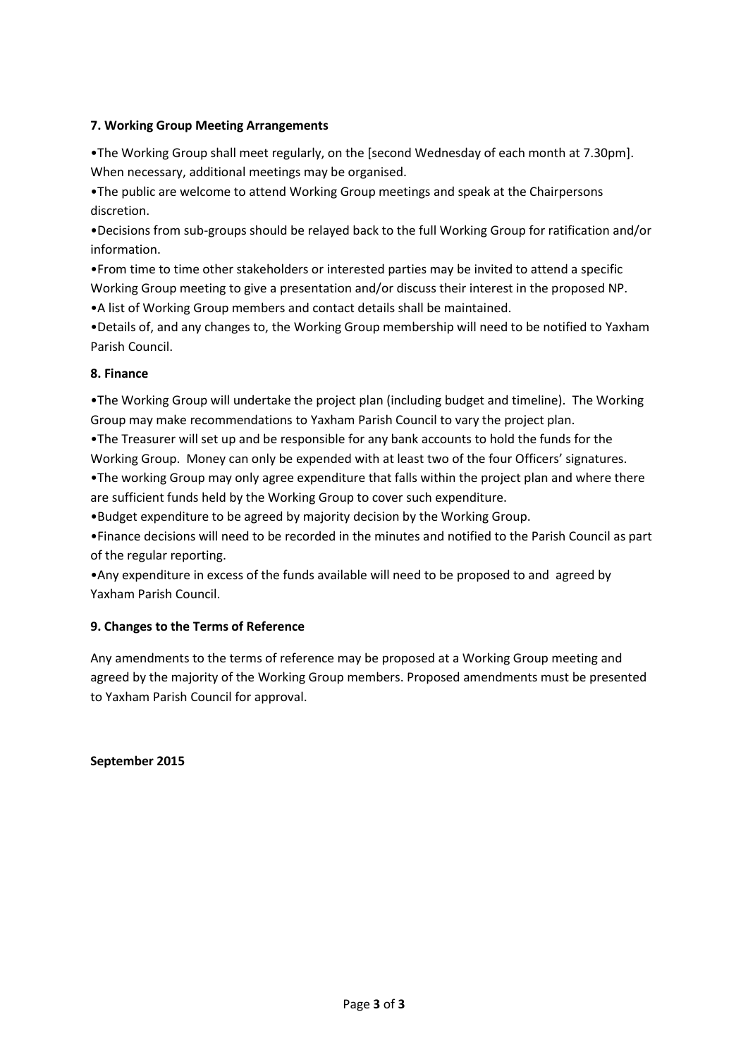**7. Working Group Meeting Arrangements**

•The Working Group shall meet regularly, on the [second Wednesday of each month at 7.30pm]. When necessary, additional meetings may be organised.

•The public are welcome to attend Working Group meetings and speak at the Chairpersons discretion.

•Decisions from sub-groups should be relayed back to the full Working Group for ratification and/or information.

•From time to time other stakeholders or interested parties may be invited to attend a specific Working Group meeting to give a presentation and/or discuss their interest in the proposed NP.

•A list of Working Group members and contact details shall be maintained.

•Details of, and any changes to, the Working Group membership will need to be notified to Yaxham Parish Council.

**8. Finance**

•The Working Group will undertake the project plan (including budget and timeline). The Working Group may make recommendations to Yaxham Parish Council to vary the project plan.

•The Treasurer will set up and be responsible for any bank accounts to hold the funds for the Working Group. Money can only be expended with at least two of the four Officers' signatures.

•The working Group may only agree expenditure that falls within the project plan and where there are sufficient funds held by the Working Group to cover such expenditure.

•Budget expenditure to be agreed by majority decision by the Working Group.

•Finance decisions will need to be recorded in the minutes and notified to the Parish Council as part of the regular reporting.

•Any expenditure in excess of the funds available will need to be proposed to and agreed by Yaxham Parish Council.

**9. Changes to the Terms of Reference**

Any amendments to the terms of reference may be proposed at a Working Group meeting and agreed by the majority of the Working Group members. Proposed amendments must be presented to Yaxham Parish Council for approval.

**September 2015**